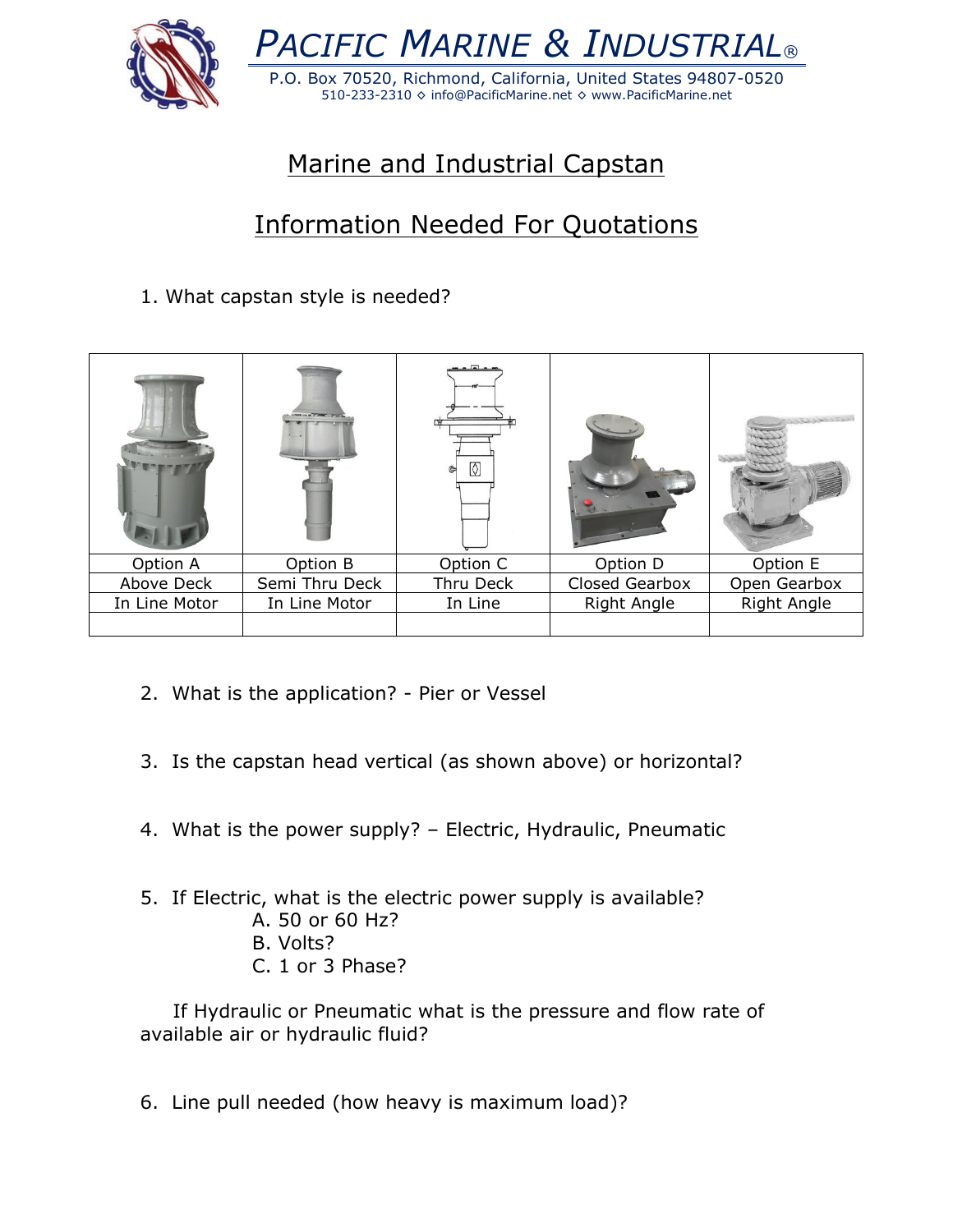# PACIFIC MARINE & INDUSTRIAL®

P.O. Box 70520, Richmond, California, United States 94807-0520
510-233-2310 ◇ info@PacificMarine.net ◇ www.PacificMarine.net

## Marine and Industrial Capstan

## Information Needed For Quotations

1. What capstan style is needed?

| Option A | Option B | Option C | Option D | Option E |
|---|---|---|---|---|
| Above Deck | Semi Thru Deck | Thru Deck | Closed Gearbox | Open Gearbox |
| In Line Motor | In Line Motor | In Line | Right Angle | Right Angle |
| | | | | |

2. What is the application? - Pier or Vessel

3. Is the capstan head vertical (as shown above) or horizontal?

4. What is the power supply? – Electric, Hydraulic, Pneumatic

5. If Electric, what is the electric power supply is available?
   A. 50 or 60 Hz?
   B. Volts?
   C. 1 or 3 Phase?

   If Hydraulic or Pneumatic what is the pressure and flow rate of available air or hydraulic fluid?

6. Line pull needed (how heavy is maximum load)?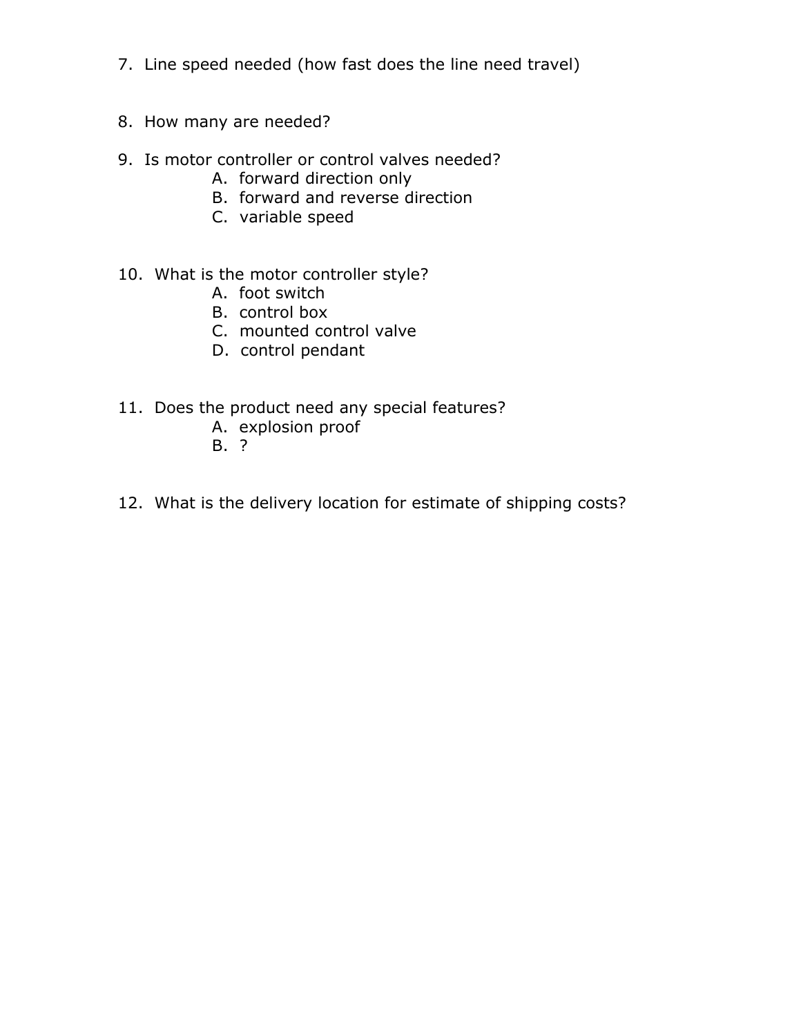7. Line speed needed (how fast does the line need travel)

8. How many are needed?

9. Is motor controller or control valves needed?
    A. forward direction only
    B. forward and reverse direction
    C. variable speed

10. What is the motor controller style?
    A. foot switch
    B. control box
    C. mounted control valve
    D. control pendant

11. Does the product need any special features?
    A. explosion proof
    B. ?

12. What is the delivery location for estimate of shipping costs?